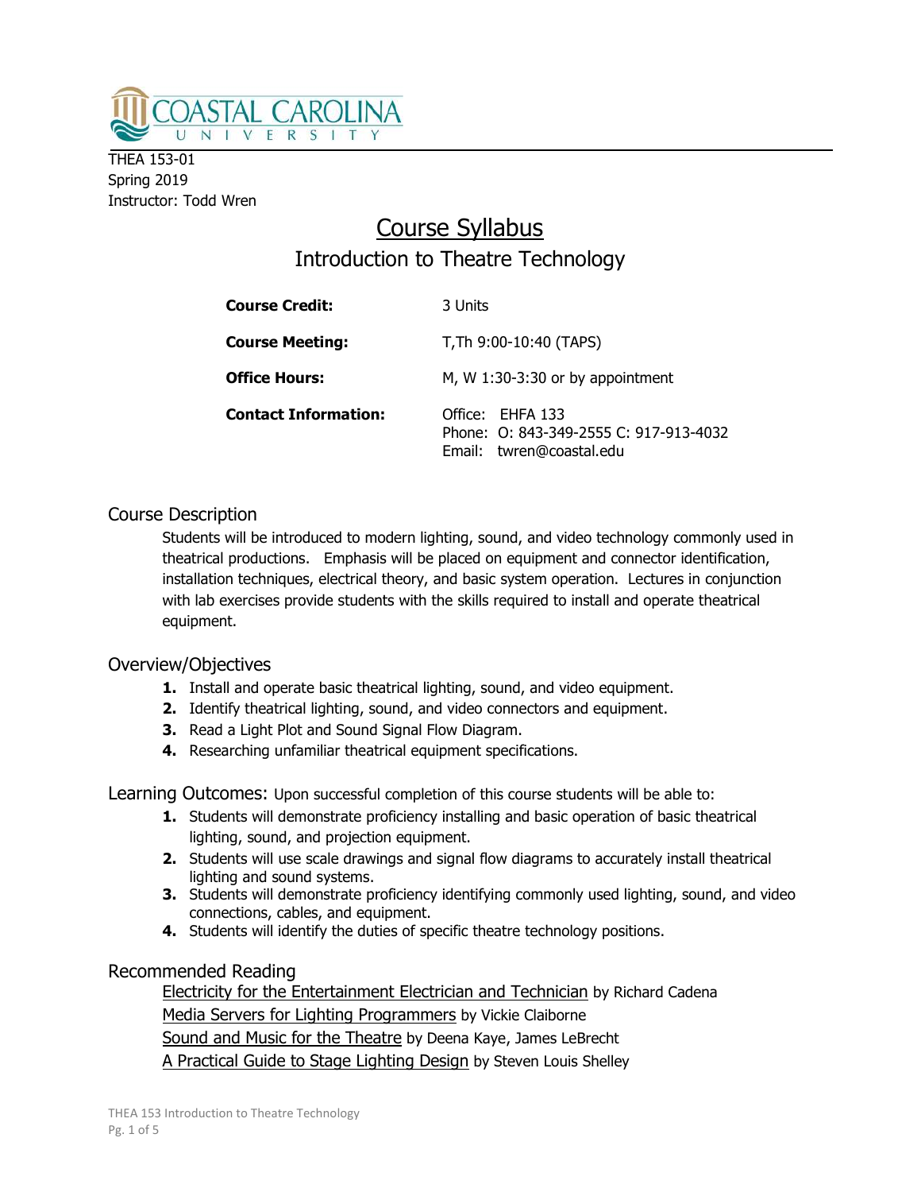COASTAL CAROLINA UNIVERSITY

THEA 153-01
Spring 2019
Instructor: Todd Wren

# Course Syllabus

## Introduction to Theatre Technology

| | |
|---|---|
| **Course Credit:** | 3 Units |
| **Course Meeting:** | T,Th 9:00-10:40 (TAPS) |
| **Office Hours:** | M, W 1:30-3:30 or by appointment |
| **Contact Information:** | Office: EHFA 133<br>Phone: O: 843-349-2555 C: 917-913-4032<br>Email: twren@coastal.edu |

## Course Description

Students will be introduced to modern lighting, sound, and video technology commonly used in theatrical productions. Emphasis will be placed on equipment and connector identification, installation techniques, electrical theory, and basic system operation. Lectures in conjunction with lab exercises provide students with the skills required to install and operate theatrical equipment.

## Overview/Objectives

1. Install and operate basic theatrical lighting, sound, and video equipment.
2. Identify theatrical lighting, sound, and video connectors and equipment.
3. Read a Light Plot and Sound Signal Flow Diagram.
4. Researching unfamiliar theatrical equipment specifications.

## Learning Outcomes: Upon successful completion of this course students will be able to:

1. Students will demonstrate proficiency installing and basic operation of basic theatrical lighting, sound, and projection equipment.
2. Students will use scale drawings and signal flow diagrams to accurately install theatrical lighting and sound systems.
3. Students will demonstrate proficiency identifying commonly used lighting, sound, and video connections, cables, and equipment.
4. Students will identify the duties of specific theatre technology positions.

## Recommended Reading

Electricity for the Entertainment Electrician and Technician by Richard Cadena
Media Servers for Lighting Programmers by Vickie Claiborne
Sound and Music for the Theatre by Deena Kaye, James LeBrecht
A Practical Guide to Stage Lighting Design by Steven Louis Shelley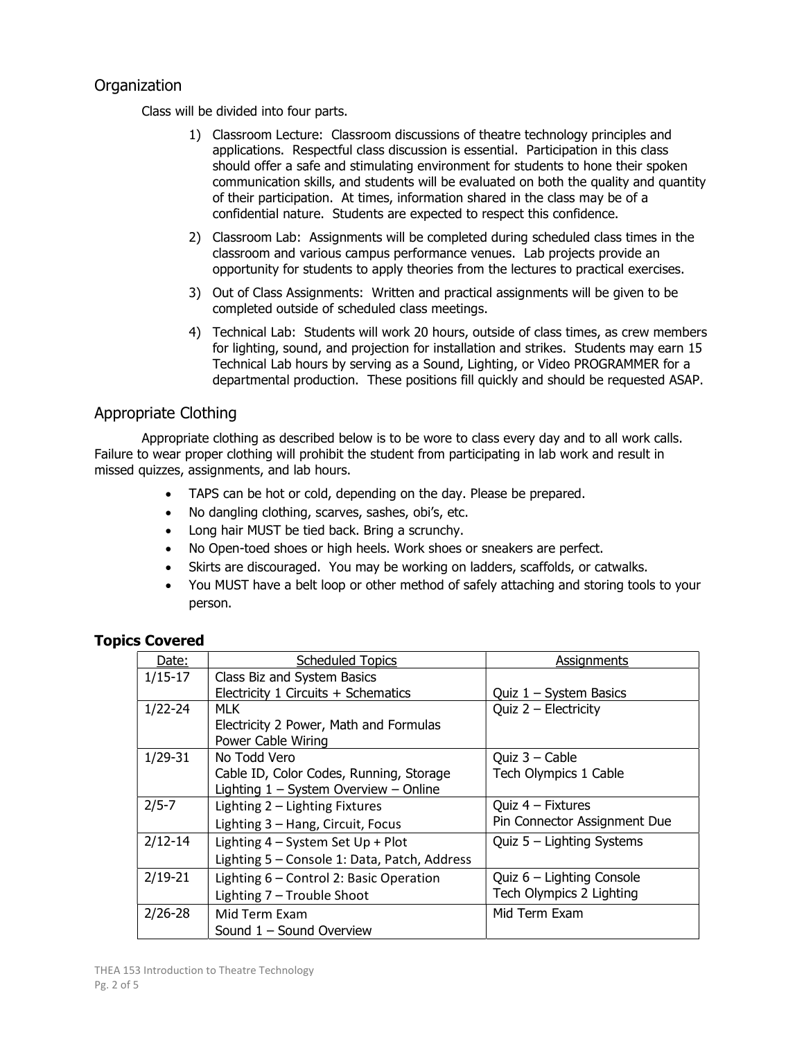## Organization

Class will be divided into four parts.

1) Classroom Lecture: Classroom discussions of theatre technology principles and applications. Respectful class discussion is essential. Participation in this class should offer a safe and stimulating environment for students to hone their spoken communication skills, and students will be evaluated on both the quality and quantity of their participation. At times, information shared in the class may be of a confidential nature. Students are expected to respect this confidence.
2) Classroom Lab: Assignments will be completed during scheduled class times in the classroom and various campus performance venues. Lab projects provide an opportunity for students to apply theories from the lectures to practical exercises.
3) Out of Class Assignments: Written and practical assignments will be given to be completed outside of scheduled class meetings.
4) Technical Lab: Students will work 20 hours, outside of class times, as crew members for lighting, sound, and projection for installation and strikes. Students may earn 15 Technical Lab hours by serving as a Sound, Lighting, or Video PROGRAMMER for a departmental production. These positions fill quickly and should be requested ASAP.

## Appropriate Clothing

Appropriate clothing as described below is to be wore to class every day and to all work calls. Failure to wear proper clothing will prohibit the student from participating in lab work and result in missed quizzes, assignments, and lab hours.

- TAPS can be hot or cold, depending on the day. Please be prepared.
- No dangling clothing, scarves, sashes, obi's, etc.
- Long hair MUST be tied back. Bring a scrunchy.
- No Open-toed shoes or high heels. Work shoes or sneakers are perfect.
- Skirts are discouraged. You may be working on ladders, scaffolds, or catwalks.
- You MUST have a belt loop or other method of safely attaching and storing tools to your person.

### Topics Covered

| Date: | Scheduled Topics | Assignments |
|---|---|---|
| 1/15-17 | Class Biz and System Basics<br>Electricity 1 Circuits + Schematics | Quiz 1 – System Basics |
| 1/22-24 | MLK<br>Electricity 2 Power, Math and Formulas<br>Power Cable Wiring | Quiz 2 – Electricity |
| 1/29-31 | No Todd Vero<br>Cable ID, Color Codes, Running, Storage<br>Lighting 1 – System Overview – Online | Quiz 3 – Cable<br>Tech Olympics 1 Cable |
| 2/5-7 | Lighting 2 – Lighting Fixtures<br>Lighting 3 – Hang, Circuit, Focus | Quiz 4 – Fixtures<br>Pin Connector Assignment Due |
| 2/12-14 | Lighting 4 – System Set Up + Plot<br>Lighting 5 – Console 1: Data, Patch, Address | Quiz 5 – Lighting Systems |
| 2/19-21 | Lighting 6 – Control 2: Basic Operation<br>Lighting 7 – Trouble Shoot | Quiz 6 – Lighting Console<br>Tech Olympics 2 Lighting |
| 2/26-28 | Mid Term Exam<br>Sound 1 – Sound Overview | Mid Term Exam |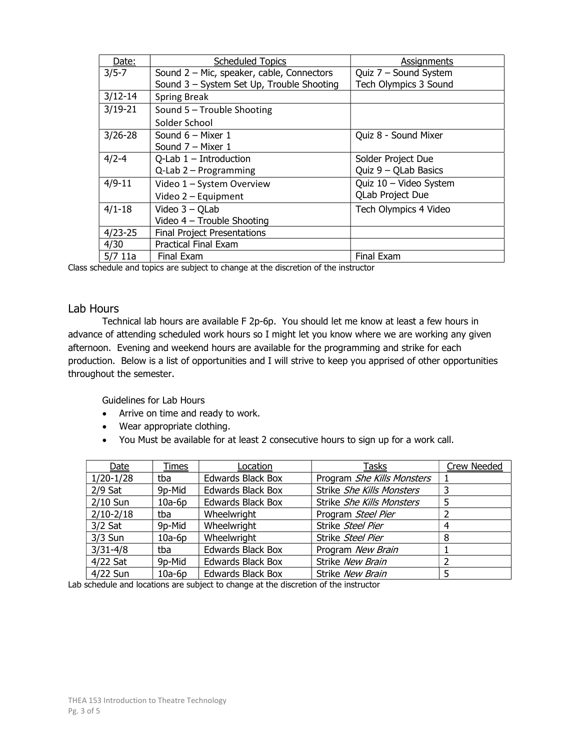| Date: | Scheduled Topics | Assignments |
| --- | --- | --- |
| 3/5-7 | Sound 2 – Mic, speaker, cable, Connectors<br>Sound 3 – System Set Up, Trouble Shooting | Quiz 7 – Sound System<br>Tech Olympics 3 Sound |
| 3/12-14 | Spring Break | |
| 3/19-21 | Sound 5 – Trouble Shooting<br>Solder School | |
| 3/26-28 | Sound 6 – Mixer 1<br>Sound 7 – Mixer 1 | Quiz 8 - Sound Mixer |
| 4/2-4 | Q-Lab 1 – Introduction<br>Q-Lab 2 – Programming | Solder Project Due<br>Quiz 9 – QLab Basics |
| 4/9-11 | Video 1 – System Overview<br>Video 2 – Equipment | Quiz 10 – Video System<br>QLab Project Due |
| 4/1-18 | Video 3 – QLab<br>Video 4 – Trouble Shooting | Tech Olympics 4 Video |
| 4/23-25 | Final Project Presentations | |
| 4/30 | Practical Final Exam | |
| 5/7 11a | Final Exam | Final Exam |

Class schedule and topics are subject to change at the discretion of the instructor

## Lab Hours

Technical lab hours are available F 2p-6p. You should let me know at least a few hours in advance of attending scheduled work hours so I might let you know where we are working any given afternoon. Evening and weekend hours are available for the programming and strike for each production. Below is a list of opportunities and I will strive to keep you apprised of other opportunities throughout the semester.

Guidelines for Lab Hours

- Arrive on time and ready to work.
- Wear appropriate clothing.
- You Must be available for at least 2 consecutive hours to sign up for a work call.

| Date | Times | Location | Tasks | Crew Needed |
| --- | --- | --- | --- | --- |
| 1/20-1/28 | tba | Edwards Black Box | Program *She Kills Monsters* | 1 |
| 2/9 Sat | 9p-Mid | Edwards Black Box | Strike *She Kills Monsters* | 3 |
| 2/10 Sun | 10a-6p | Edwards Black Box | Strike *She Kills Monsters* | 5 |
| 2/10-2/18 | tba | Wheelwright | Program *Steel Pier* | 2 |
| 3/2 Sat | 9p-Mid | Wheelwright | Strike *Steel Pier* | 4 |
| 3/3 Sun | 10a-6p | Wheelwright | Strike *Steel Pier* | 8 |
| 3/31-4/8 | tba | Edwards Black Box | Program *New Brain* | 1 |
| 4/22 Sat | 9p-Mid | Edwards Black Box | Strike *New Brain* | 2 |
| 4/22 Sun | 10a-6p | Edwards Black Box | Strike *New Brain* | 5 |

Lab schedule and locations are subject to change at the discretion of the instructor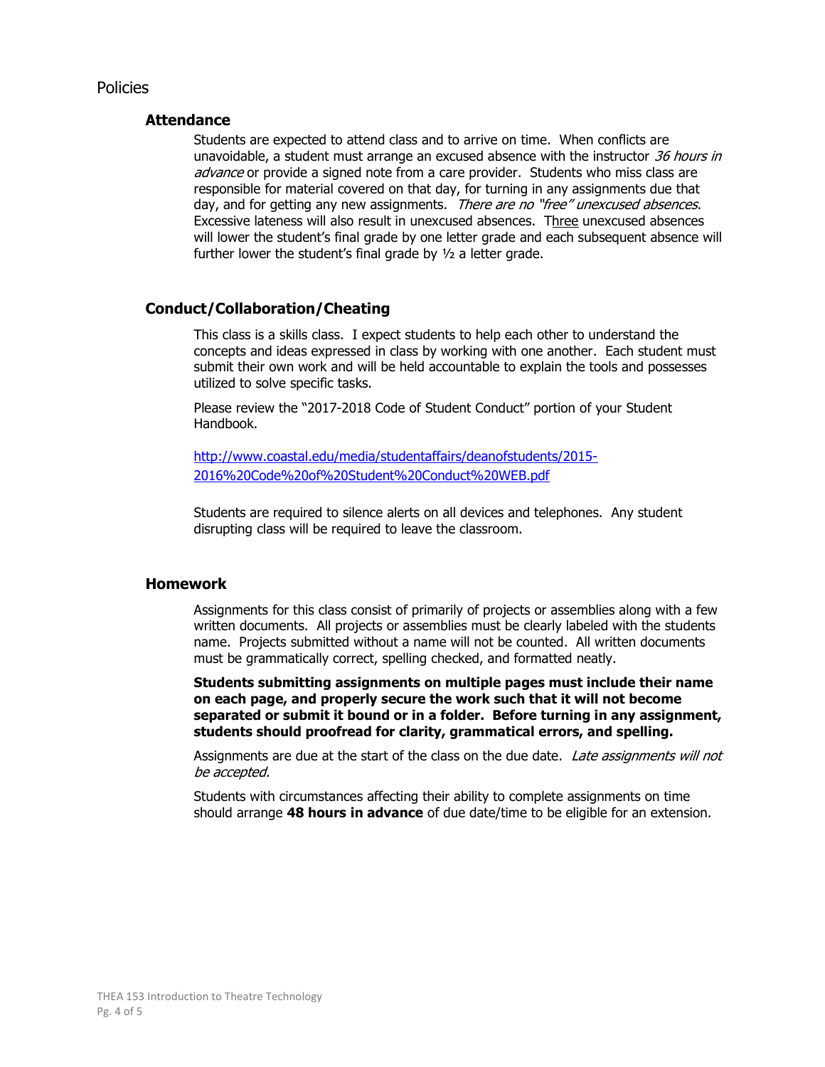# Policies

## Attendance

Students are expected to attend class and to arrive on time. When conflicts are unavoidable, a student must arrange an excused absence with the instructor *36 hours in advance* or provide a signed note from a care provider. Students who miss class are responsible for material covered on that day, for turning in any assignments due that day, and for getting any new assignments. *There are no "free" unexcused absences*. Excessive lateness will also result in unexcused absences. Three unexcused absences will lower the student's final grade by one letter grade and each subsequent absence will further lower the student's final grade by ½ a letter grade.

## Conduct/Collaboration/Cheating

This class is a skills class. I expect students to help each other to understand the concepts and ideas expressed in class by working with one another. Each student must submit their own work and will be held accountable to explain the tools and possesses utilized to solve specific tasks.

Please review the "2017-2018 Code of Student Conduct" portion of your Student Handbook.

http://www.coastal.edu/media/studentaffairs/deanofstudents/2015-2016%20Code%20of%20Student%20Conduct%20WEB.pdf

Students are required to silence alerts on all devices and telephones. Any student disrupting class will be required to leave the classroom.

## Homework

Assignments for this class consist of primarily of projects or assemblies along with a few written documents. All projects or assemblies must be clearly labeled with the students name. Projects submitted without a name will not be counted. All written documents must be grammatically correct, spelling checked, and formatted neatly.

**Students submitting assignments on multiple pages must include their name on each page, and properly secure the work such that it will not become separated or submit it bound or in a folder. Before turning in any assignment, students should proofread for clarity, grammatical errors, and spelling.**

Assignments are due at the start of the class on the due date. *Late assignments will not be accepted.*

Students with circumstances affecting their ability to complete assignments on time should arrange **48 hours in advance** of due date/time to be eligible for an extension.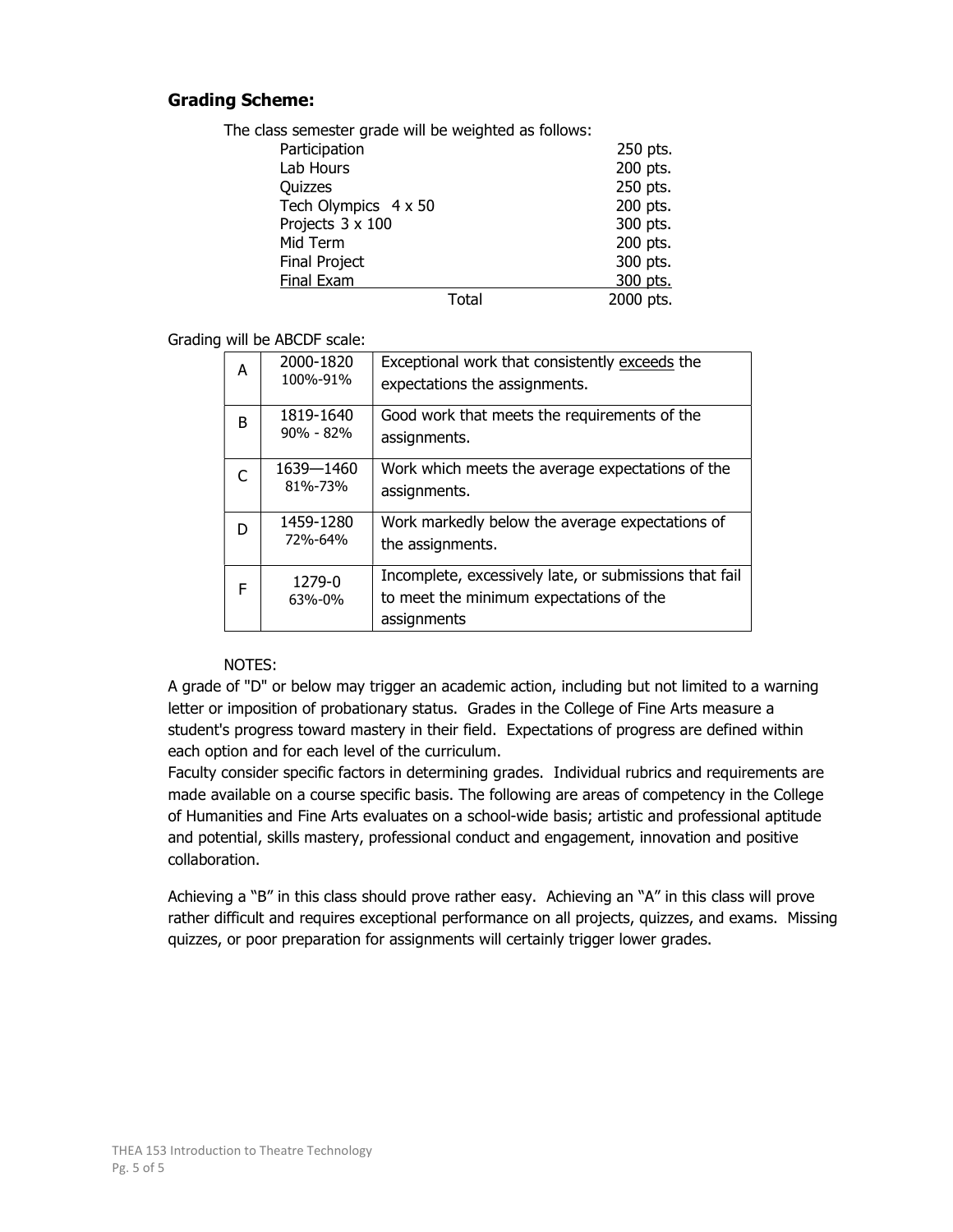## Grading Scheme:

The class semester grade will be weighted as follows:

| | |
|---|---|
| Participation | 250 pts. |
| Lab Hours | 200 pts. |
| Quizzes | 250 pts. |
| Tech Olympics 4 x 50 | 200 pts. |
| Projects 3 x 100 | 300 pts. |
| Mid Term | 200 pts. |
| Final Project | 300 pts. |
| Final Exam | 300 pts. |
| Total | 2000 pts. |

Grading will be ABCDF scale:

| | | |
|---|---|---|
| A | 2000-1820<br>100%-91% | Exceptional work that consistently exceeds the expectations the assignments. |
| B | 1819-1640<br>90% - 82% | Good work that meets the requirements of the assignments. |
| C | 1639—1460<br>81%-73% | Work which meets the average expectations of the assignments. |
| D | 1459-1280<br>72%-64% | Work markedly below the average expectations of the assignments. |
| F | 1279-0<br>63%-0% | Incomplete, excessively late, or submissions that fail to meet the minimum expectations of the assignments |

NOTES:

A grade of "D" or below may trigger an academic action, including but not limited to a warning letter or imposition of probationary status. Grades in the College of Fine Arts measure a student's progress toward mastery in their field. Expectations of progress are defined within each option and for each level of the curriculum.

Faculty consider specific factors in determining grades. Individual rubrics and requirements are made available on a course specific basis. The following are areas of competency in the College of Humanities and Fine Arts evaluates on a school-wide basis; artistic and professional aptitude and potential, skills mastery, professional conduct and engagement, innovation and positive collaboration.

Achieving a "B" in this class should prove rather easy. Achieving an "A" in this class will prove rather difficult and requires exceptional performance on all projects, quizzes, and exams. Missing quizzes, or poor preparation for assignments will certainly trigger lower grades.